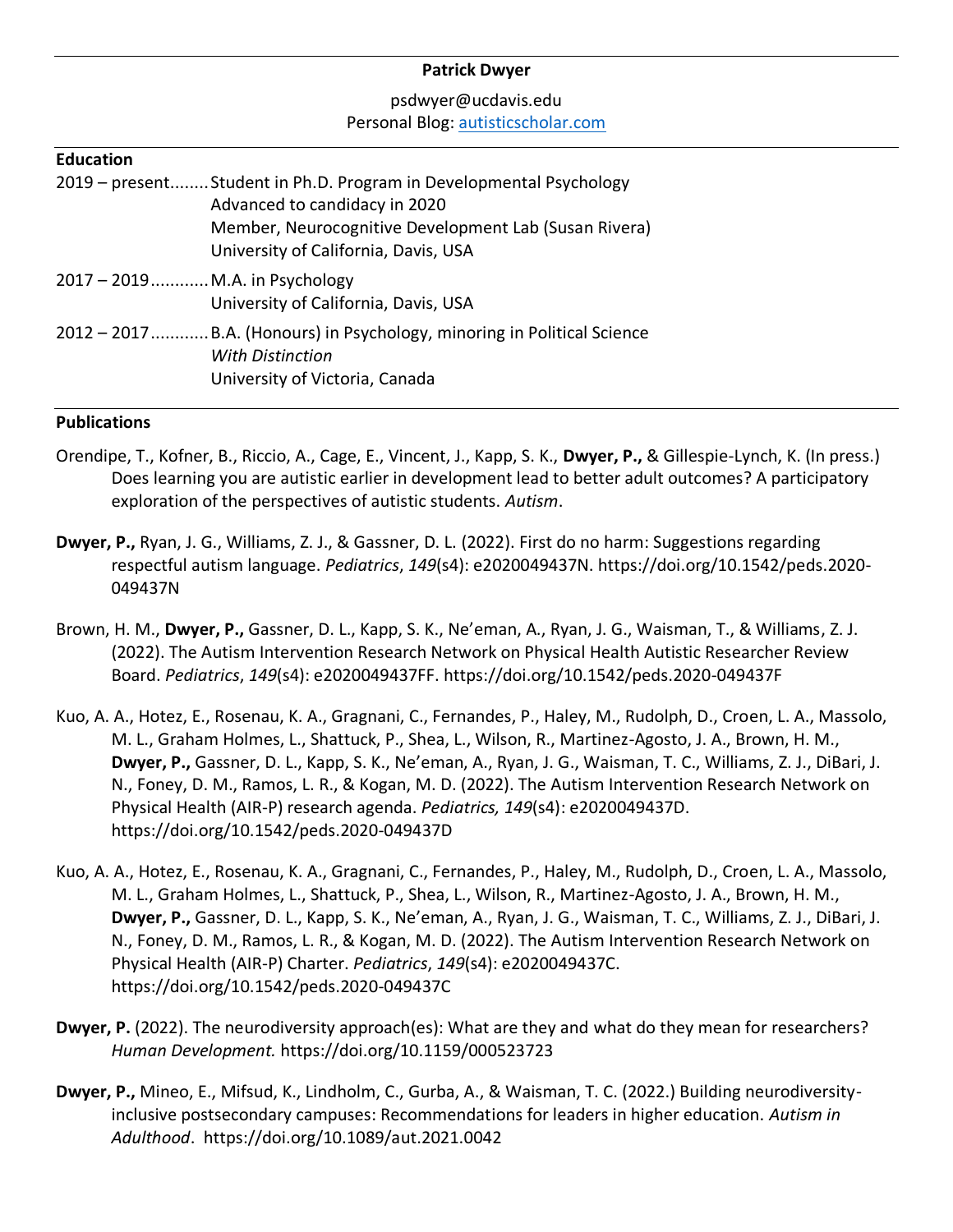# Patrick Dwyer

psdwyer@ucdavis.edu
Personal Blog: [autisticscholar.com](autisticscholar.com)

## Education

2019 – present........Student in Ph.D. Program in Developmental Psychology
Advanced to candidacy in 2020
Member, Neurocognitive Development Lab (Susan Rivera)
University of California, Davis, USA

2017 – 2019...........M.A. in Psychology
University of California, Davis, USA

2012 – 2017...........B.A. (Honours) in Psychology, minoring in Political Science
*With Distinction*
University of Victoria, Canada

## Publications

Orendipe, T., Kofner, B., Riccio, A., Cage, E., Vincent, J., Kapp, S. K., **Dwyer, P.,** & Gillespie-Lynch, K. (In press.) Does learning you are autistic earlier in development lead to better adult outcomes? A participatory exploration of the perspectives of autistic students. *Autism*.

**Dwyer, P.,** Ryan, J. G., Williams, Z. J., & Gassner, D. L. (2022). First do no harm: Suggestions regarding respectful autism language. *Pediatrics*, *149*(s4): e2020049437N. https://doi.org/10.1542/peds.2020-049437N

Brown, H. M., **Dwyer, P.,** Gassner, D. L., Kapp, S. K., Ne'eman, A., Ryan, J. G., Waisman, T., & Williams, Z. J. (2022). The Autism Intervention Research Network on Physical Health Autistic Researcher Review Board. *Pediatrics*, *149*(s4): e2020049437FF. https://doi.org/10.1542/peds.2020-049437F

Kuo, A. A., Hotez, E., Rosenau, K. A., Gragnani, C., Fernandes, P., Haley, M., Rudolph, D., Croen, L. A., Massolo, M. L., Graham Holmes, L., Shattuck, P., Shea, L., Wilson, R., Martinez-Agosto, J. A., Brown, H. M., **Dwyer, P.,** Gassner, D. L., Kapp, S. K., Ne'eman, A., Ryan, J. G., Waisman, T. C., Williams, Z. J., DiBari, J. N., Foney, D. M., Ramos, L. R., & Kogan, M. D. (2022). The Autism Intervention Research Network on Physical Health (AIR-P) research agenda. *Pediatrics, 149*(s4): e2020049437D. https://doi.org/10.1542/peds.2020-049437D

Kuo, A. A., Hotez, E., Rosenau, K. A., Gragnani, C., Fernandes, P., Haley, M., Rudolph, D., Croen, L. A., Massolo, M. L., Graham Holmes, L., Shattuck, P., Shea, L., Wilson, R., Martinez-Agosto, J. A., Brown, H. M., **Dwyer, P.,** Gassner, D. L., Kapp, S. K., Ne'eman, A., Ryan, J. G., Waisman, T. C., Williams, Z. J., DiBari, J. N., Foney, D. M., Ramos, L. R., & Kogan, M. D. (2022). The Autism Intervention Research Network on Physical Health (AIR-P) Charter. *Pediatrics*, *149*(s4): e2020049437C. https://doi.org/10.1542/peds.2020-049437C

**Dwyer, P.** (2022). The neurodiversity approach(es): What are they and what do they mean for researchers? *Human Development.* https://doi.org/10.1159/000523723

**Dwyer, P.,** Mineo, E., Mifsud, K., Lindholm, C., Gurba, A., & Waisman, T. C. (2022.) Building neurodiversity-inclusive postsecondary campuses: Recommendations for leaders in higher education. *Autism in Adulthood*. https://doi.org/10.1089/aut.2021.0042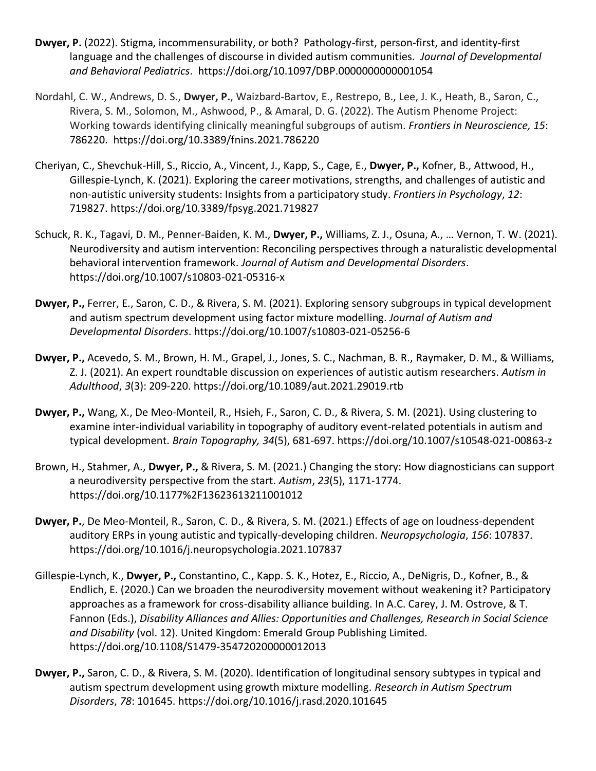**Dwyer, P.** (2022). Stigma, incommensurability, or both? Pathology-first, person-first, and identity-first language and the challenges of discourse in divided autism communities. *Journal of Developmental and Behavioral Pediatrics*. https://doi.org/10.1097/DBP.0000000000001054

Nordahl, C. W., Andrews, D. S., **Dwyer, P.**, Waizbard-Bartov, E., Restrepo, B., Lee, J. K., Heath, B., Saron, C., Rivera, S. M., Solomon, M., Ashwood, P., & Amaral, D. G. (2022). The Autism Phenome Project: Working towards identifying clinically meaningful subgroups of autism. *Frontiers in Neuroscience, 15*: 786220. https://doi.org/10.3389/fnins.2021.786220

Cheriyan, C., Shevchuk-Hill, S., Riccio, A., Vincent, J., Kapp, S., Cage, E., **Dwyer, P.,** Kofner, B., Attwood, H., Gillespie-Lynch, K. (2021). Exploring the career motivations, strengths, and challenges of autistic and non-autistic university students: Insights from a participatory study. *Frontiers in Psychology*, *12*: 719827. https://doi.org/10.3389/fpsyg.2021.719827

Schuck, R. K., Tagavi, D. M., Penner-Baiden, K. M., **Dwyer, P.,** Williams, Z. J., Osuna, A., … Vernon, T. W. (2021). Neurodiversity and autism intervention: Reconciling perspectives through a naturalistic developmental behavioral intervention framework. *Journal of Autism and Developmental Disorders*. https://doi.org/10.1007/s10803-021-05316-x

**Dwyer, P.,** Ferrer, E., Saron, C. D., & Rivera, S. M. (2021). Exploring sensory subgroups in typical development and autism spectrum development using factor mixture modelling. *Journal of Autism and Developmental Disorders*. https://doi.org/10.1007/s10803-021-05256-6

**Dwyer, P.,** Acevedo, S. M., Brown, H. M., Grapel, J., Jones, S. C., Nachman, B. R., Raymaker, D. M., & Williams, Z. J. (2021). An expert roundtable discussion on experiences of autistic autism researchers. *Autism in Adulthood*, *3*(3): 209-220. https://doi.org/10.1089/aut.2021.29019.rtb

**Dwyer, P.,** Wang, X., De Meo-Monteil, R., Hsieh, F., Saron, C. D., & Rivera, S. M. (2021). Using clustering to examine inter-individual variability in topography of auditory event-related potentials in autism and typical development. *Brain Topography, 34*(5), 681-697. https://doi.org/10.1007/s10548-021-00863-z

Brown, H., Stahmer, A., **Dwyer, P.,** & Rivera, S. M. (2021.) Changing the story: How diagnosticians can support a neurodiversity perspective from the start. *Autism*, *23*(5), 1171-1774. https://doi.org/10.1177%2F13623613211001012

**Dwyer, P.**, De Meo-Monteil, R., Saron, C. D., & Rivera, S. M. (2021.) Effects of age on loudness-dependent auditory ERPs in young autistic and typically-developing children. *Neuropsychologia*, *156*: 107837. https://doi.org/10.1016/j.neuropsychologia.2021.107837

Gillespie-Lynch, K., **Dwyer, P.,** Constantino, C., Kapp. S. K., Hotez, E., Riccio, A., DeNigris, D., Kofner, B., & Endlich, E. (2020.) Can we broaden the neurodiversity movement without weakening it? Participatory approaches as a framework for cross-disability alliance building. In A.C. Carey, J. M. Ostrove, & T. Fannon (Eds.), *Disability Alliances and Allies: Opportunities and Challenges, Research in Social Science and Disability* (vol. 12). United Kingdom: Emerald Group Publishing Limited. https://doi.org/10.1108/S1479-354720200000012013

**Dwyer, P.,** Saron, C. D., & Rivera, S. M. (2020). Identification of longitudinal sensory subtypes in typical and autism spectrum development using growth mixture modelling. *Research in Autism Spectrum Disorders*, *78*: 101645. https://doi.org/10.1016/j.rasd.2020.101645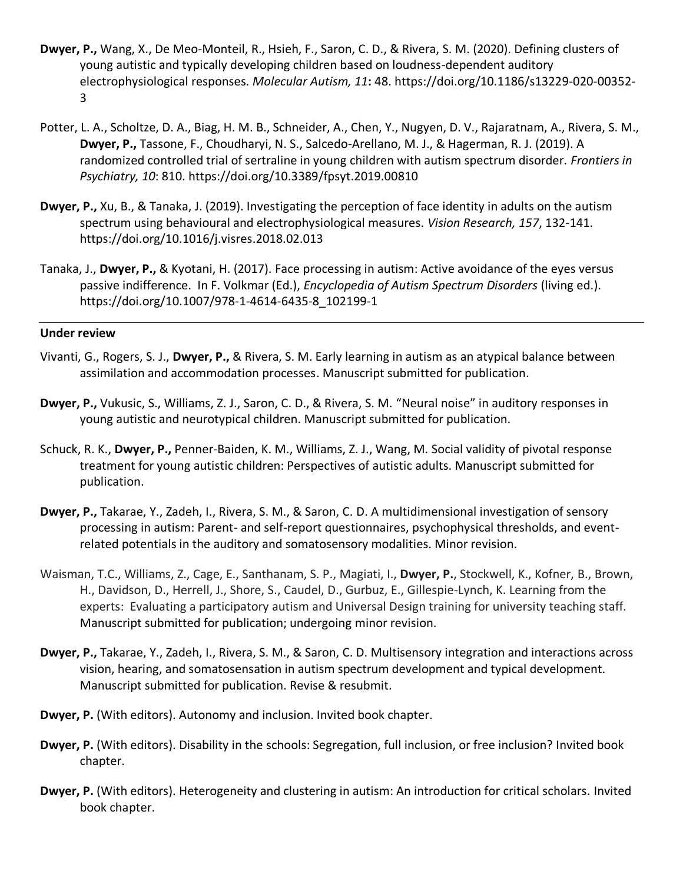**Dwyer, P.,** Wang, X., De Meo-Monteil, R., Hsieh, F., Saron, C. D., & Rivera, S. M. (2020). Defining clusters of young autistic and typically developing children based on loudness-dependent auditory electrophysiological responses. *Molecular Autism, 11***:** 48. https://doi.org/10.1186/s13229-020-00352-3

Potter, L. A., Scholtze, D. A., Biag, H. M. B., Schneider, A., Chen, Y., Nugyen, D. V., Rajaratnam, A., Rivera, S. M., **Dwyer, P.,** Tassone, F., Choudharyi, N. S., Salcedo-Arellano, M. J., & Hagerman, R. J. (2019). A randomized controlled trial of sertraline in young children with autism spectrum disorder. *Frontiers in Psychiatry, 10*: 810. https://doi.org/10.3389/fpsyt.2019.00810

**Dwyer, P.,** Xu, B., & Tanaka, J. (2019). Investigating the perception of face identity in adults on the autism spectrum using behavioural and electrophysiological measures. *Vision Research, 157*, 132-141. https://doi.org/10.1016/j.visres.2018.02.013

Tanaka, J., **Dwyer, P.,** & Kyotani, H. (2017). Face processing in autism: Active avoidance of the eyes versus passive indifference. In F. Volkmar (Ed.), *Encyclopedia of Autism Spectrum Disorders* (living ed.). https://doi.org/10.1007/978-1-4614-6435-8_102199-1

**Under review**

Vivanti, G., Rogers, S. J., **Dwyer, P.,** & Rivera, S. M. Early learning in autism as an atypical balance between assimilation and accommodation processes. Manuscript submitted for publication.

**Dwyer, P.,** Vukusic, S., Williams, Z. J., Saron, C. D., & Rivera, S. M. "Neural noise" in auditory responses in young autistic and neurotypical children. Manuscript submitted for publication.

Schuck, R. K., **Dwyer, P.,** Penner-Baiden, K. M., Williams, Z. J., Wang, M. Social validity of pivotal response treatment for young autistic children: Perspectives of autistic adults. Manuscript submitted for publication.

**Dwyer, P.,** Takarae, Y., Zadeh, I., Rivera, S. M., & Saron, C. D. A multidimensional investigation of sensory processing in autism: Parent- and self-report questionnaires, psychophysical thresholds, and event-related potentials in the auditory and somatosensory modalities. Minor revision.

Waisman, T.C., Williams, Z., Cage, E., Santhanam, S. P., Magiati, I., **Dwyer, P.**, Stockwell, K., Kofner, B., Brown, H., Davidson, D., Herrell, J., Shore, S., Caudel, D., Gurbuz, E., Gillespie-Lynch, K. Learning from the experts: Evaluating a participatory autism and Universal Design training for university teaching staff. Manuscript submitted for publication; undergoing minor revision.

**Dwyer, P.,** Takarae, Y., Zadeh, I., Rivera, S. M., & Saron, C. D. Multisensory integration and interactions across vision, hearing, and somatosensation in autism spectrum development and typical development. Manuscript submitted for publication. Revise & resubmit.

**Dwyer, P.** (With editors). Autonomy and inclusion. Invited book chapter.

**Dwyer, P.** (With editors). Disability in the schools: Segregation, full inclusion, or free inclusion? Invited book chapter.

**Dwyer, P.** (With editors). Heterogeneity and clustering in autism: An introduction for critical scholars. Invited book chapter.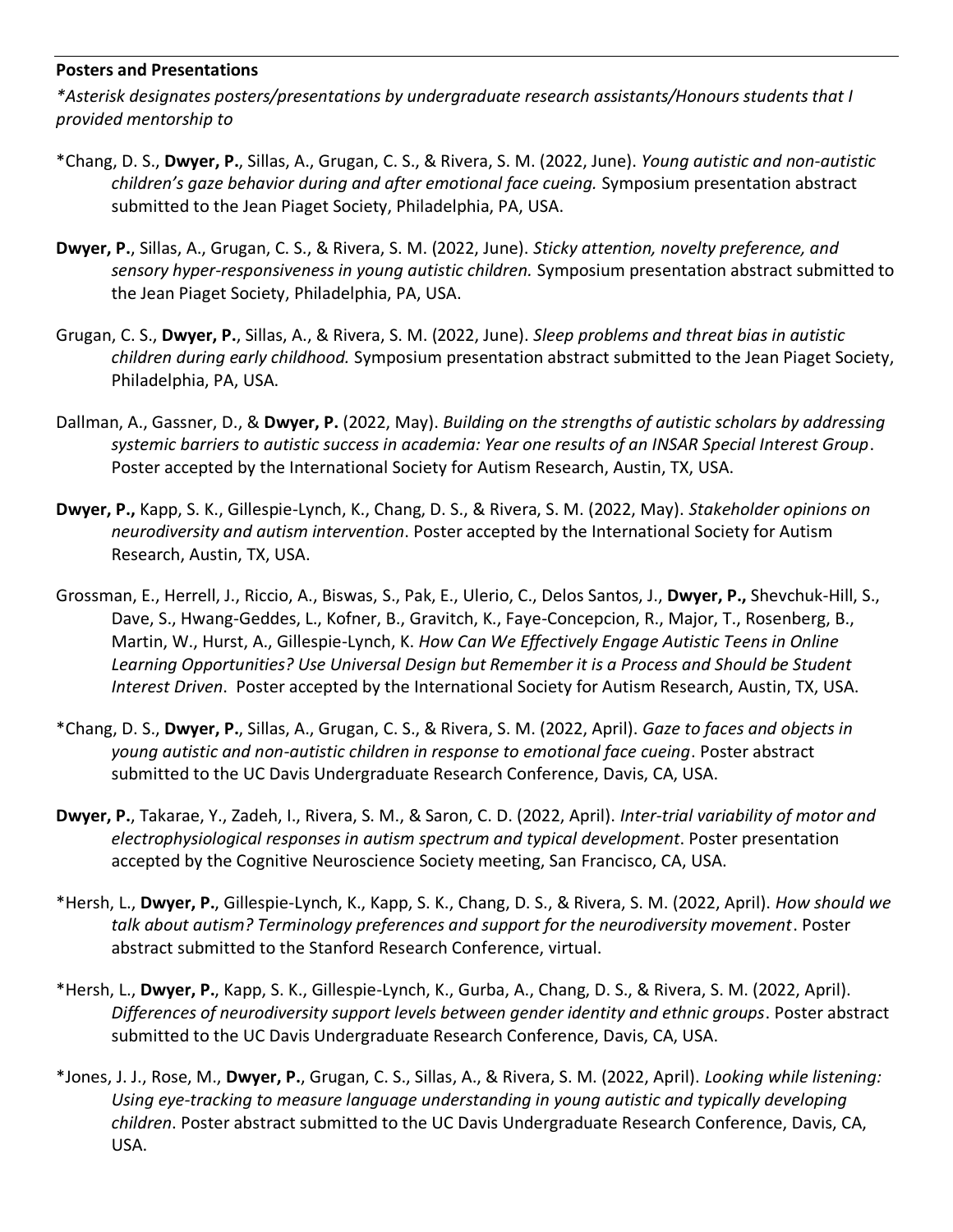**Posters and Presentations**

*\*Asterisk designates posters/presentations by undergraduate research assistants/Honours students that I provided mentorship to*

*Chang, D. S., **Dwyer, P.**, Sillas, A., Grugan, C. S., & Rivera, S. M. (2022, June). *Young autistic and non-autistic children's gaze behavior during and after emotional face cueing.* Symposium presentation abstract submitted to the Jean Piaget Society, Philadelphia, PA, USA.

**Dwyer, P.**, Sillas, A., Grugan, C. S., & Rivera, S. M. (2022, June). *Sticky attention, novelty preference, and sensory hyper-responsiveness in young autistic children.* Symposium presentation abstract submitted to the Jean Piaget Society, Philadelphia, PA, USA.

Grugan, C. S., **Dwyer, P.**, Sillas, A., & Rivera, S. M. (2022, June). *Sleep problems and threat bias in autistic children during early childhood.* Symposium presentation abstract submitted to the Jean Piaget Society, Philadelphia, PA, USA.

Dallman, A., Gassner, D., & **Dwyer, P.** (2022, May). *Building on the strengths of autistic scholars by addressing systemic barriers to autistic success in academia: Year one results of an INSAR Special Interest Group*. Poster accepted by the International Society for Autism Research, Austin, TX, USA.

**Dwyer, P.,** Kapp, S. K., Gillespie-Lynch, K., Chang, D. S., & Rivera, S. M. (2022, May). *Stakeholder opinions on neurodiversity and autism intervention*. Poster accepted by the International Society for Autism Research, Austin, TX, USA.

Grossman, E., Herrell, J., Riccio, A., Biswas, S., Pak, E., Ulerio, C., Delos Santos, J., **Dwyer, P.,** Shevchuk-Hill, S., Dave, S., Hwang-Geddes, L., Kofner, B., Gravitch, K., Faye-Concepcion, R., Major, T., Rosenberg, B., Martin, W., Hurst, A., Gillespie-Lynch, K. *How Can We Effectively Engage Autistic Teens in Online Learning Opportunities? Use Universal Design but Remember it is a Process and Should be Student Interest Driven*. Poster accepted by the International Society for Autism Research, Austin, TX, USA.

*Chang, D. S., **Dwyer, P.**, Sillas, A., Grugan, C. S., & Rivera, S. M. (2022, April). *Gaze to faces and objects in young autistic and non-autistic children in response to emotional face cueing*. Poster abstract submitted to the UC Davis Undergraduate Research Conference, Davis, CA, USA.

**Dwyer, P.**, Takarae, Y., Zadeh, I., Rivera, S. M., & Saron, C. D. (2022, April). *Inter-trial variability of motor and electrophysiological responses in autism spectrum and typical development*. Poster presentation accepted by the Cognitive Neuroscience Society meeting, San Francisco, CA, USA.

*Hersh, L., **Dwyer, P.**, Gillespie-Lynch, K., Kapp, S. K., Chang, D. S., & Rivera, S. M. (2022, April). *How should we talk about autism? Terminology preferences and support for the neurodiversity movement*. Poster abstract submitted to the Stanford Research Conference, virtual.

*Hersh, L., **Dwyer, P.**, Kapp, S. K., Gillespie-Lynch, K., Gurba, A., Chang, D. S., & Rivera, S. M. (2022, April). *Differences of neurodiversity support levels between gender identity and ethnic groups*. Poster abstract submitted to the UC Davis Undergraduate Research Conference, Davis, CA, USA.

*Jones, J. J., Rose, M., **Dwyer, P.**, Grugan, C. S., Sillas, A., & Rivera, S. M. (2022, April). *Looking while listening: Using eye-tracking to measure language understanding in young autistic and typically developing children.* Poster abstract submitted to the UC Davis Undergraduate Research Conference, Davis, CA, USA.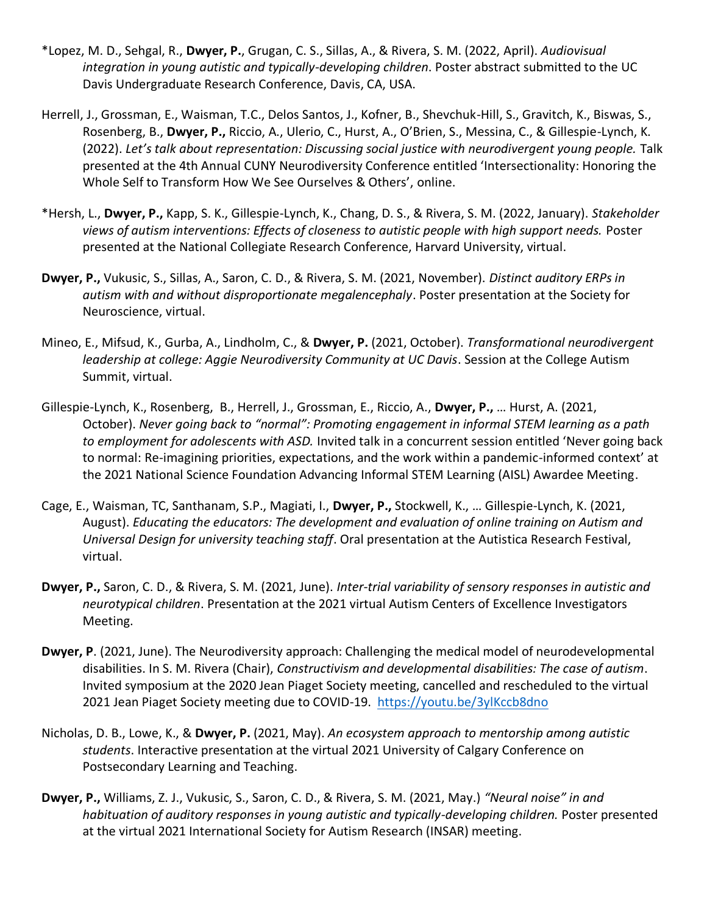*Lopez, M. D., Sehgal, R., **Dwyer, P.**, Grugan, C. S., Sillas, A., & Rivera, S. M. (2022, April). *Audiovisual integration in young autistic and typically-developing children*. Poster abstract submitted to the UC Davis Undergraduate Research Conference, Davis, CA, USA.

Herrell, J., Grossman, E., Waisman, T.C., Delos Santos, J., Kofner, B., Shevchuk-Hill, S., Gravitch, K., Biswas, S., Rosenberg, B., **Dwyer, P.,** Riccio, A., Ulerio, C., Hurst, A., O'Brien, S., Messina, C., & Gillespie-Lynch, K. (2022). *Let's talk about representation: Discussing social justice with neurodivergent young people.* Talk presented at the 4th Annual CUNY Neurodiversity Conference entitled 'Intersectionality: Honoring the Whole Self to Transform How We See Ourselves & Others', online.

*Hersh, L., **Dwyer, P.,** Kapp, S. K., Gillespie-Lynch, K., Chang, D. S., & Rivera, S. M. (2022, January). *Stakeholder views of autism interventions: Effects of closeness to autistic people with high support needs.* Poster presented at the National Collegiate Research Conference, Harvard University, virtual.

**Dwyer, P.,** Vukusic, S., Sillas, A., Saron, C. D., & Rivera, S. M. (2021, November). *Distinct auditory ERPs in autism with and without disproportionate megalencephaly*. Poster presentation at the Society for Neuroscience, virtual.

Mineo, E., Mifsud, K., Gurba, A., Lindholm, C., & **Dwyer, P.** (2021, October). *Transformational neurodivergent leadership at college: Aggie Neurodiversity Community at UC Davis*. Session at the College Autism Summit, virtual.

Gillespie-Lynch, K., Rosenberg, B., Herrell, J., Grossman, E., Riccio, A., **Dwyer, P.,** … Hurst, A. (2021, October). *Never going back to "normal": Promoting engagement in informal STEM learning as a path to employment for adolescents with ASD.* Invited talk in a concurrent session entitled 'Never going back to normal: Re-imagining priorities, expectations, and the work within a pandemic-informed context' at the 2021 National Science Foundation Advancing Informal STEM Learning (AISL) Awardee Meeting.

Cage, E., Waisman, TC, Santhanam, S.P., Magiati, I., **Dwyer, P.,** Stockwell, K., … Gillespie-Lynch, K. (2021, August). *Educating the educators: The development and evaluation of online training on Autism and Universal Design for university teaching staff*. Oral presentation at the Autistica Research Festival, virtual.

**Dwyer, P.,** Saron, C. D., & Rivera, S. M. (2021, June). *Inter-trial variability of sensory responses in autistic and neurotypical children*. Presentation at the 2021 virtual Autism Centers of Excellence Investigators Meeting.

**Dwyer, P**. (2021, June). The Neurodiversity approach: Challenging the medical model of neurodevelopmental disabilities. In S. M. Rivera (Chair), *Constructivism and developmental disabilities: The case of autism*. Invited symposium at the 2020 Jean Piaget Society meeting, cancelled and rescheduled to the virtual 2021 Jean Piaget Society meeting due to COVID-19. https://youtu.be/3ylKccb8dno

Nicholas, D. B., Lowe, K., & **Dwyer, P.** (2021, May). *An ecosystem approach to mentorship among autistic students*. Interactive presentation at the virtual 2021 University of Calgary Conference on Postsecondary Learning and Teaching.

**Dwyer, P.,** Williams, Z. J., Vukusic, S., Saron, C. D., & Rivera, S. M. (2021, May.) *"Neural noise" in and habituation of auditory responses in young autistic and typically-developing children.* Poster presented at the virtual 2021 International Society for Autism Research (INSAR) meeting.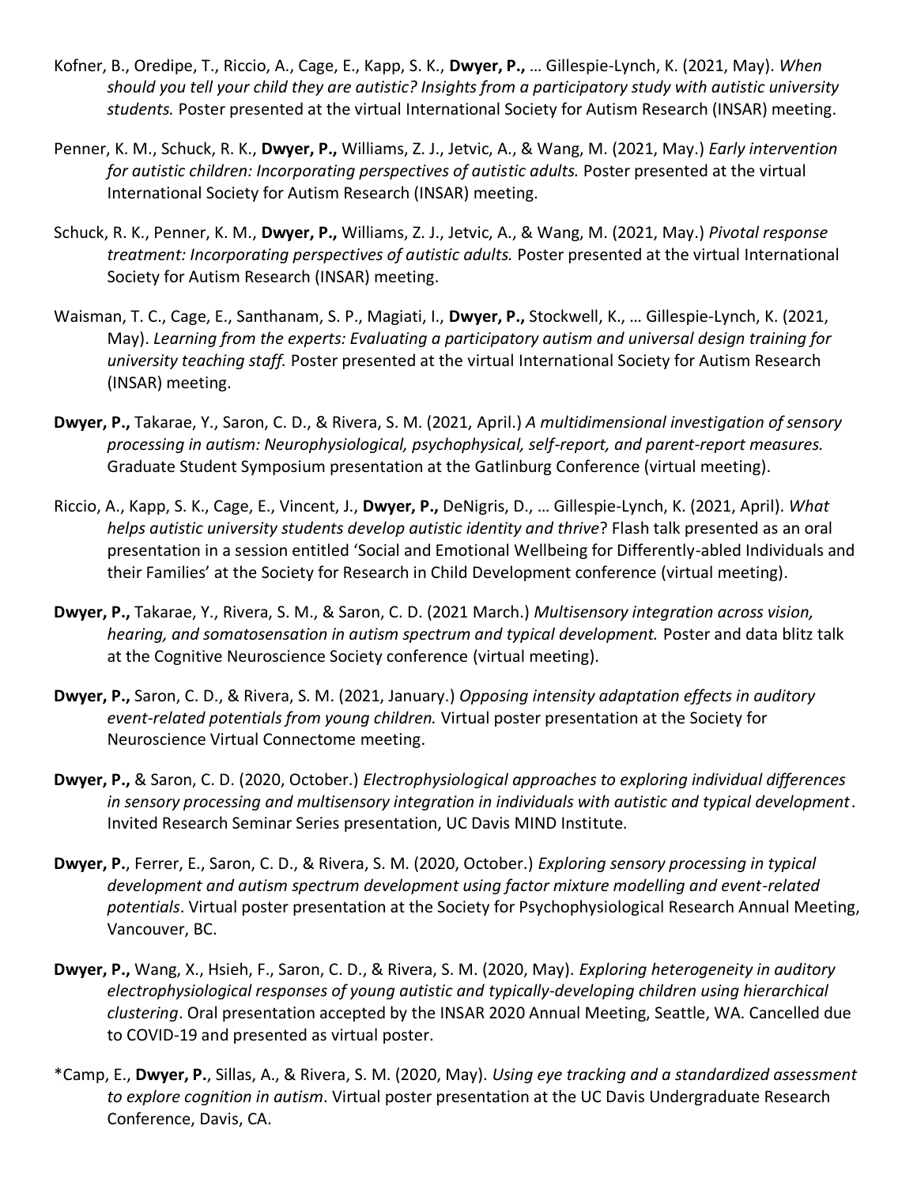Kofner, B., Oredipe, T., Riccio, A., Cage, E., Kapp, S. K., **Dwyer, P.,** … Gillespie-Lynch, K. (2021, May). *When should you tell your child they are autistic? Insights from a participatory study with autistic university students.* Poster presented at the virtual International Society for Autism Research (INSAR) meeting.

Penner, K. M., Schuck, R. K., **Dwyer, P.,** Williams, Z. J., Jetvic, A., & Wang, M. (2021, May.) *Early intervention for autistic children: Incorporating perspectives of autistic adults.* Poster presented at the virtual International Society for Autism Research (INSAR) meeting.

Schuck, R. K., Penner, K. M., **Dwyer, P.,** Williams, Z. J., Jetvic, A., & Wang, M. (2021, May.) *Pivotal response treatment: Incorporating perspectives of autistic adults.* Poster presented at the virtual International Society for Autism Research (INSAR) meeting.

Waisman, T. C., Cage, E., Santhanam, S. P., Magiati, I., **Dwyer, P.,** Stockwell, K., … Gillespie-Lynch, K. (2021, May). *Learning from the experts: Evaluating a participatory autism and universal design training for university teaching staff.* Poster presented at the virtual International Society for Autism Research (INSAR) meeting.

**Dwyer, P.,** Takarae, Y., Saron, C. D., & Rivera, S. M. (2021, April.) *A multidimensional investigation of sensory processing in autism: Neurophysiological, psychophysical, self-report, and parent-report measures.* Graduate Student Symposium presentation at the Gatlinburg Conference (virtual meeting).

Riccio, A., Kapp, S. K., Cage, E., Vincent, J., **Dwyer, P.,** DeNigris, D., … Gillespie-Lynch, K. (2021, April). *What helps autistic university students develop autistic identity and thrive*? Flash talk presented as an oral presentation in a session entitled 'Social and Emotional Wellbeing for Differently-abled Individuals and their Families' at the Society for Research in Child Development conference (virtual meeting).

**Dwyer, P.,** Takarae, Y., Rivera, S. M., & Saron, C. D. (2021 March.) *Multisensory integration across vision, hearing, and somatosensation in autism spectrum and typical development.* Poster and data blitz talk at the Cognitive Neuroscience Society conference (virtual meeting).

**Dwyer, P.,** Saron, C. D., & Rivera, S. M. (2021, January.) *Opposing intensity adaptation effects in auditory event-related potentials from young children.* Virtual poster presentation at the Society for Neuroscience Virtual Connectome meeting.

**Dwyer, P.,** & Saron, C. D. (2020, October.) *Electrophysiological approaches to exploring individual differences in sensory processing and multisensory integration in individuals with autistic and typical development*. Invited Research Seminar Series presentation, UC Davis MIND Institute.

**Dwyer, P.**, Ferrer, E., Saron, C. D., & Rivera, S. M. (2020, October.) *Exploring sensory processing in typical development and autism spectrum development using factor mixture modelling and event-related potentials*. Virtual poster presentation at the Society for Psychophysiological Research Annual Meeting, Vancouver, BC.

**Dwyer, P.,** Wang, X., Hsieh, F., Saron, C. D., & Rivera, S. M. (2020, May). *Exploring heterogeneity in auditory electrophysiological responses of young autistic and typically-developing children using hierarchical clustering*. Oral presentation accepted by the INSAR 2020 Annual Meeting, Seattle, WA. Cancelled due to COVID-19 and presented as virtual poster.

*Camp, E., **Dwyer, P.**, Sillas, A., & Rivera, S. M. (2020, May). *Using eye tracking and a standardized assessment to explore cognition in autism*. Virtual poster presentation at the UC Davis Undergraduate Research Conference, Davis, CA.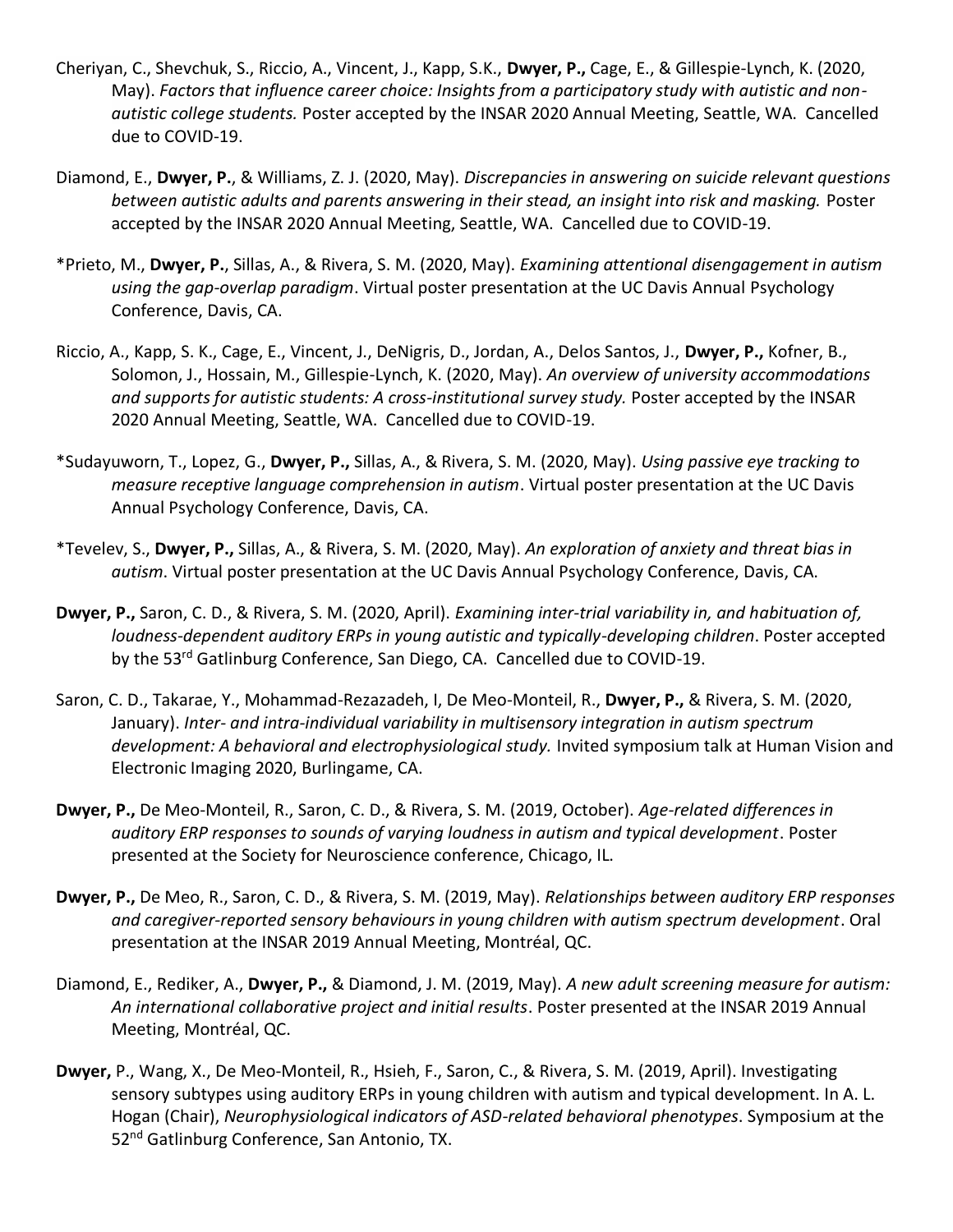Cheriyan, C., Shevchuk, S., Riccio, A., Vincent, J., Kapp, S.K., **Dwyer, P.,** Cage, E., & Gillespie-Lynch, K. (2020, May). *Factors that influence career choice: Insights from a participatory study with autistic and non-autistic college students.* Poster accepted by the INSAR 2020 Annual Meeting, Seattle, WA. Cancelled due to COVID-19.

Diamond, E., **Dwyer, P.**, & Williams, Z. J. (2020, May). *Discrepancies in answering on suicide relevant questions between autistic adults and parents answering in their stead, an insight into risk and masking.* Poster accepted by the INSAR 2020 Annual Meeting, Seattle, WA. Cancelled due to COVID-19.

*Prieto, M., **Dwyer, P.**, Sillas, A., & Rivera, S. M. (2020, May). *Examining attentional disengagement in autism using the gap-overlap paradigm*. Virtual poster presentation at the UC Davis Annual Psychology Conference, Davis, CA.

Riccio, A., Kapp, S. K., Cage, E., Vincent, J., DeNigris, D., Jordan, A., Delos Santos, J., **Dwyer, P.,** Kofner, B., Solomon, J., Hossain, M., Gillespie-Lynch, K. (2020, May). *An overview of university accommodations and supports for autistic students: A cross-institutional survey study.* Poster accepted by the INSAR 2020 Annual Meeting, Seattle, WA. Cancelled due to COVID-19.

*Sudayuworn, T., Lopez, G., **Dwyer, P.,** Sillas, A., & Rivera, S. M. (2020, May). *Using passive eye tracking to measure receptive language comprehension in autism*. Virtual poster presentation at the UC Davis Annual Psychology Conference, Davis, CA.

*Tevelev, S., **Dwyer, P.,** Sillas, A., & Rivera, S. M. (2020, May). *An exploration of anxiety and threat bias in autism*. Virtual poster presentation at the UC Davis Annual Psychology Conference, Davis, CA.

**Dwyer, P.,** Saron, C. D., & Rivera, S. M. (2020, April). *Examining inter-trial variability in, and habituation of, loudness-dependent auditory ERPs in young autistic and typically-developing children*. Poster accepted by the 53rd Gatlinburg Conference, San Diego, CA. Cancelled due to COVID-19.

Saron, C. D., Takarae, Y., Mohammad-Rezazadeh, I, De Meo-Monteil, R., **Dwyer, P.,** & Rivera, S. M. (2020, January). *Inter- and intra-individual variability in multisensory integration in autism spectrum development: A behavioral and electrophysiological study.* Invited symposium talk at Human Vision and Electronic Imaging 2020, Burlingame, CA.

**Dwyer, P.,** De Meo-Monteil, R., Saron, C. D., & Rivera, S. M. (2019, October). *Age-related differences in auditory ERP responses to sounds of varying loudness in autism and typical development*. Poster presented at the Society for Neuroscience conference, Chicago, IL.

**Dwyer, P.,** De Meo, R., Saron, C. D., & Rivera, S. M. (2019, May). *Relationships between auditory ERP responses and caregiver-reported sensory behaviours in young children with autism spectrum development*. Oral presentation at the INSAR 2019 Annual Meeting, Montréal, QC.

Diamond, E., Rediker, A., **Dwyer, P.,** & Diamond, J. M. (2019, May). *A new adult screening measure for autism: An international collaborative project and initial results*. Poster presented at the INSAR 2019 Annual Meeting, Montréal, QC.

**Dwyer,** P., Wang, X., De Meo-Monteil, R., Hsieh, F., Saron, C., & Rivera, S. M. (2019, April). Investigating sensory subtypes using auditory ERPs in young children with autism and typical development. In A. L. Hogan (Chair), *Neurophysiological indicators of ASD-related behavioral phenotypes*. Symposium at the 52nd Gatlinburg Conference, San Antonio, TX.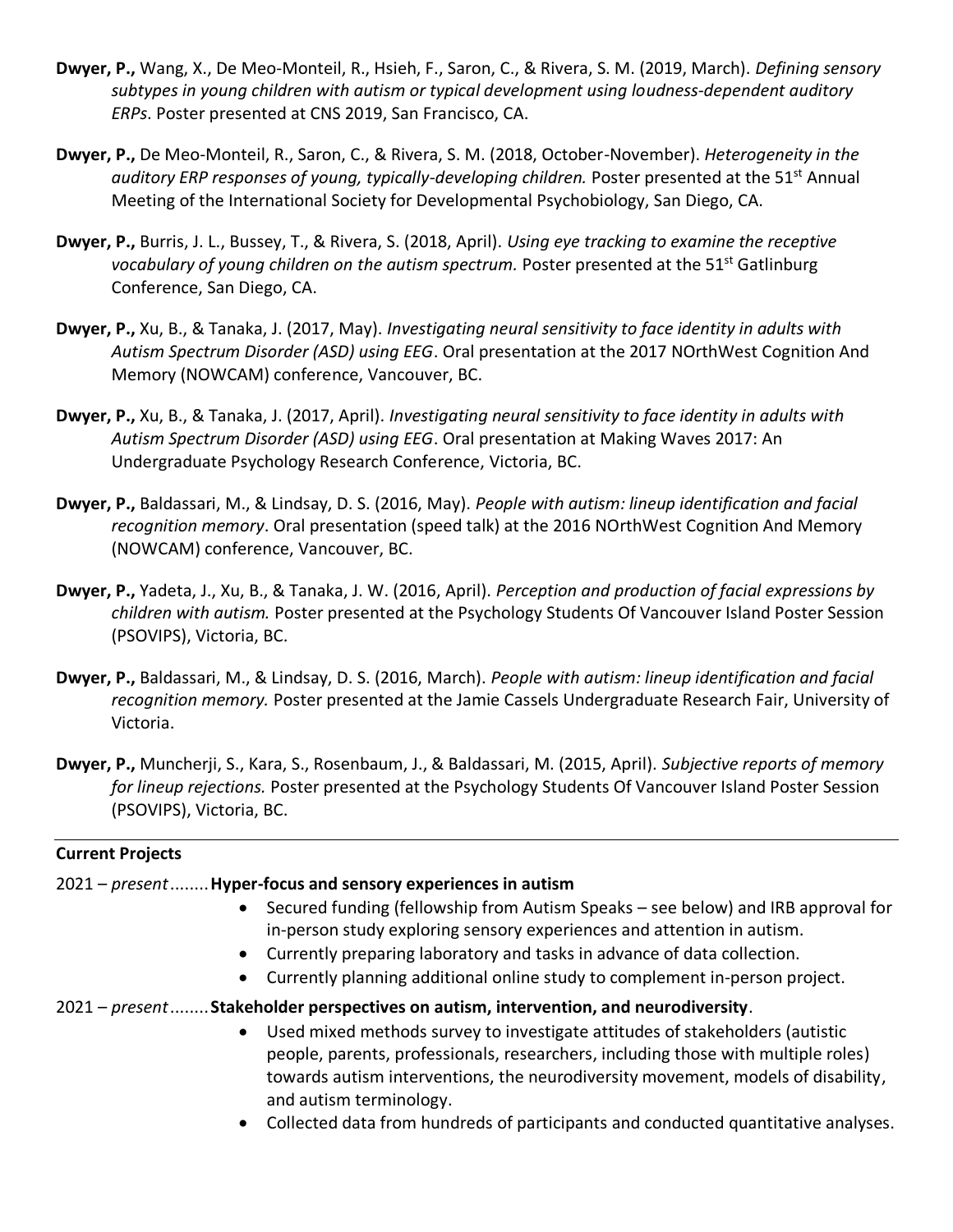**Dwyer, P.,** Wang, X., De Meo-Monteil, R., Hsieh, F., Saron, C., & Rivera, S. M. (2019, March). *Defining sensory subtypes in young children with autism or typical development using loudness-dependent auditory ERPs*. Poster presented at CNS 2019, San Francisco, CA.

**Dwyer, P.,** De Meo-Monteil, R., Saron, C., & Rivera, S. M. (2018, October-November). *Heterogeneity in the auditory ERP responses of young, typically-developing children.* Poster presented at the 51st Annual Meeting of the International Society for Developmental Psychobiology, San Diego, CA.

**Dwyer, P.,** Burris, J. L., Bussey, T., & Rivera, S. (2018, April). *Using eye tracking to examine the receptive vocabulary of young children on the autism spectrum.* Poster presented at the 51st Gatlinburg Conference, San Diego, CA.

**Dwyer, P.,** Xu, B., & Tanaka, J. (2017, May). *Investigating neural sensitivity to face identity in adults with Autism Spectrum Disorder (ASD) using EEG*. Oral presentation at the 2017 NOrthWest Cognition And Memory (NOWCAM) conference, Vancouver, BC.

**Dwyer, P.,** Xu, B., & Tanaka, J. (2017, April). *Investigating neural sensitivity to face identity in adults with Autism Spectrum Disorder (ASD) using EEG*. Oral presentation at Making Waves 2017: An Undergraduate Psychology Research Conference, Victoria, BC.

**Dwyer, P.,** Baldassari, M., & Lindsay, D. S. (2016, May). *People with autism: lineup identification and facial recognition memory*. Oral presentation (speed talk) at the 2016 NOrthWest Cognition And Memory (NOWCAM) conference, Vancouver, BC.

**Dwyer, P.,** Yadeta, J., Xu, B., & Tanaka, J. W. (2016, April). *Perception and production of facial expressions by children with autism.* Poster presented at the Psychology Students Of Vancouver Island Poster Session (PSOVIPS), Victoria, BC.

**Dwyer, P.,** Baldassari, M., & Lindsay, D. S. (2016, March). *People with autism: lineup identification and facial recognition memory.* Poster presented at the Jamie Cassels Undergraduate Research Fair, University of Victoria.

**Dwyer, P.,** Muncherji, S., Kara, S., Rosenbaum, J., & Baldassari, M. (2015, April). *Subjective reports of memory for lineup rejections.* Poster presented at the Psychology Students Of Vancouver Island Poster Session (PSOVIPS), Victoria, BC.

## Current Projects

2021 – *present*........**Hyper-focus and sensory experiences in autism**

- Secured funding (fellowship from Autism Speaks – see below) and IRB approval for in-person study exploring sensory experiences and attention in autism.
- Currently preparing laboratory and tasks in advance of data collection.
- Currently planning additional online study to complement in-person project.

2021 – *present*........**Stakeholder perspectives on autism, intervention, and neurodiversity**.

- Used mixed methods survey to investigate attitudes of stakeholders (autistic people, parents, professionals, researchers, including those with multiple roles) towards autism interventions, the neurodiversity movement, models of disability, and autism terminology.
- Collected data from hundreds of participants and conducted quantitative analyses.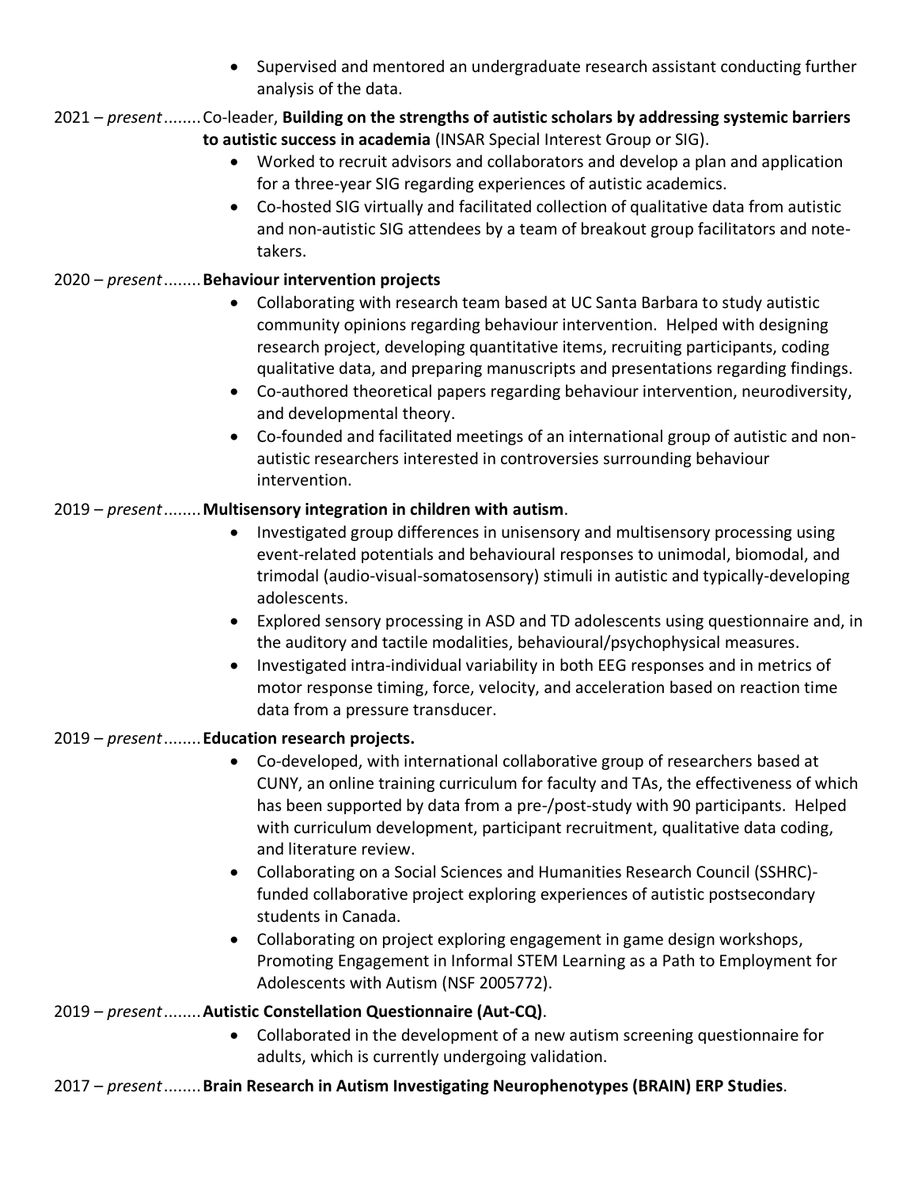- Supervised and mentored an undergraduate research assistant conducting further analysis of the data.

2021 – *present*........Co-leader, **Building on the strengths of autistic scholars by addressing systemic barriers to autistic success in academia** (INSAR Special Interest Group or SIG).

- Worked to recruit advisors and collaborators and develop a plan and application for a three-year SIG regarding experiences of autistic academics.
- Co-hosted SIG virtually and facilitated collection of qualitative data from autistic and non-autistic SIG attendees by a team of breakout group facilitators and note-takers.

2020 – *present*........**Behaviour intervention projects**

- Collaborating with research team based at UC Santa Barbara to study autistic community opinions regarding behaviour intervention. Helped with designing research project, developing quantitative items, recruiting participants, coding qualitative data, and preparing manuscripts and presentations regarding findings.
- Co-authored theoretical papers regarding behaviour intervention, neurodiversity, and developmental theory.
- Co-founded and facilitated meetings of an international group of autistic and non-autistic researchers interested in controversies surrounding behaviour intervention.

2019 – *present*........**Multisensory integration in children with autism**.

- Investigated group differences in unisensory and multisensory processing using event-related potentials and behavioural responses to unimodal, biomodal, and trimodal (audio-visual-somatosensory) stimuli in autistic and typically-developing adolescents.
- Explored sensory processing in ASD and TD adolescents using questionnaire and, in the auditory and tactile modalities, behavioural/psychophysical measures.
- Investigated intra-individual variability in both EEG responses and in metrics of motor response timing, force, velocity, and acceleration based on reaction time data from a pressure transducer.

2019 – *present*........**Education research projects.**

- Co-developed, with international collaborative group of researchers based at CUNY, an online training curriculum for faculty and TAs, the effectiveness of which has been supported by data from a pre-/post-study with 90 participants. Helped with curriculum development, participant recruitment, qualitative data coding, and literature review.
- Collaborating on a Social Sciences and Humanities Research Council (SSHRC)-funded collaborative project exploring experiences of autistic postsecondary students in Canada.
- Collaborating on project exploring engagement in game design workshops, Promoting Engagement in Informal STEM Learning as a Path to Employment for Adolescents with Autism (NSF 2005772).

2019 – *present*........**Autistic Constellation Questionnaire (Aut-CQ)**.

- Collaborated in the development of a new autism screening questionnaire for adults, which is currently undergoing validation.

2017 – *present*........**Brain Research in Autism Investigating Neurophenotypes (BRAIN) ERP Studies**.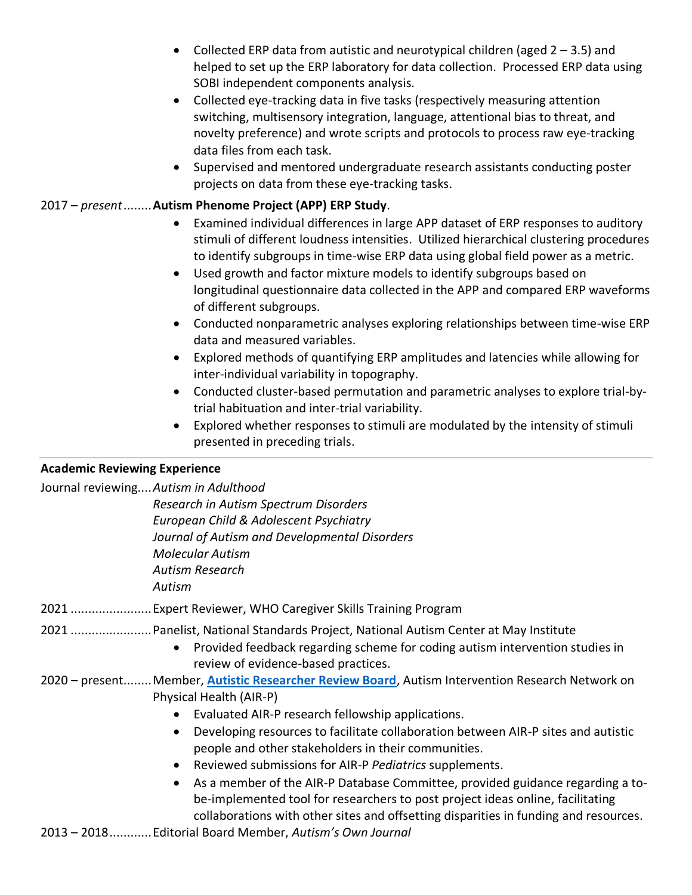- Collected ERP data from autistic and neurotypical children (aged 2 – 3.5) and helped to set up the ERP laboratory for data collection. Processed ERP data using SOBI independent components analysis.
- Collected eye-tracking data in five tasks (respectively measuring attention switching, multisensory integration, language, attentional bias to threat, and novelty preference) and wrote scripts and protocols to process raw eye-tracking data files from each task.
- Supervised and mentored undergraduate research assistants conducting poster projects on data from these eye-tracking tasks.

2017 – *present*........ **Autism Phenome Project (APP) ERP Study**.

- Examined individual differences in large APP dataset of ERP responses to auditory stimuli of different loudness intensities. Utilized hierarchical clustering procedures to identify subgroups in time-wise ERP data using global field power as a metric.
- Used growth and factor mixture models to identify subgroups based on longitudinal questionnaire data collected in the APP and compared ERP waveforms of different subgroups.
- Conducted nonparametric analyses exploring relationships between time-wise ERP data and measured variables.
- Explored methods of quantifying ERP amplitudes and latencies while allowing for inter-individual variability in topography.
- Conducted cluster-based permutation and parametric analyses to explore trial-by-trial habituation and inter-trial variability.
- Explored whether responses to stimuli are modulated by the intensity of stimuli presented in preceding trials.

---

**Academic Reviewing Experience**

Journal reviewing.... *Autism in Adulthood*
*Research in Autism Spectrum Disorders*
*European Child & Adolescent Psychiatry*
*Journal of Autism and Developmental Disorders*
*Molecular Autism*
*Autism Research*
*Autism*

2021 ....................... Expert Reviewer, WHO Caregiver Skills Training Program

2021 ....................... Panelist, National Standards Project, National Autism Center at May Institute

- Provided feedback regarding scheme for coding autism intervention studies in review of evidence-based practices.

2020 – present........ Member, **Autistic Researcher Review Board**, Autism Intervention Research Network on Physical Health (AIR-P)

- Evaluated AIR-P research fellowship applications.
- Developing resources to facilitate collaboration between AIR-P sites and autistic people and other stakeholders in their communities.
- Reviewed submissions for AIR-P *Pediatrics* supplements.
- As a member of the AIR-P Database Committee, provided guidance regarding a to-be-implemented tool for researchers to post project ideas online, facilitating collaborations with other sites and offsetting disparities in funding and resources.

2013 – 2018............ Editorial Board Member, *Autism's Own Journal*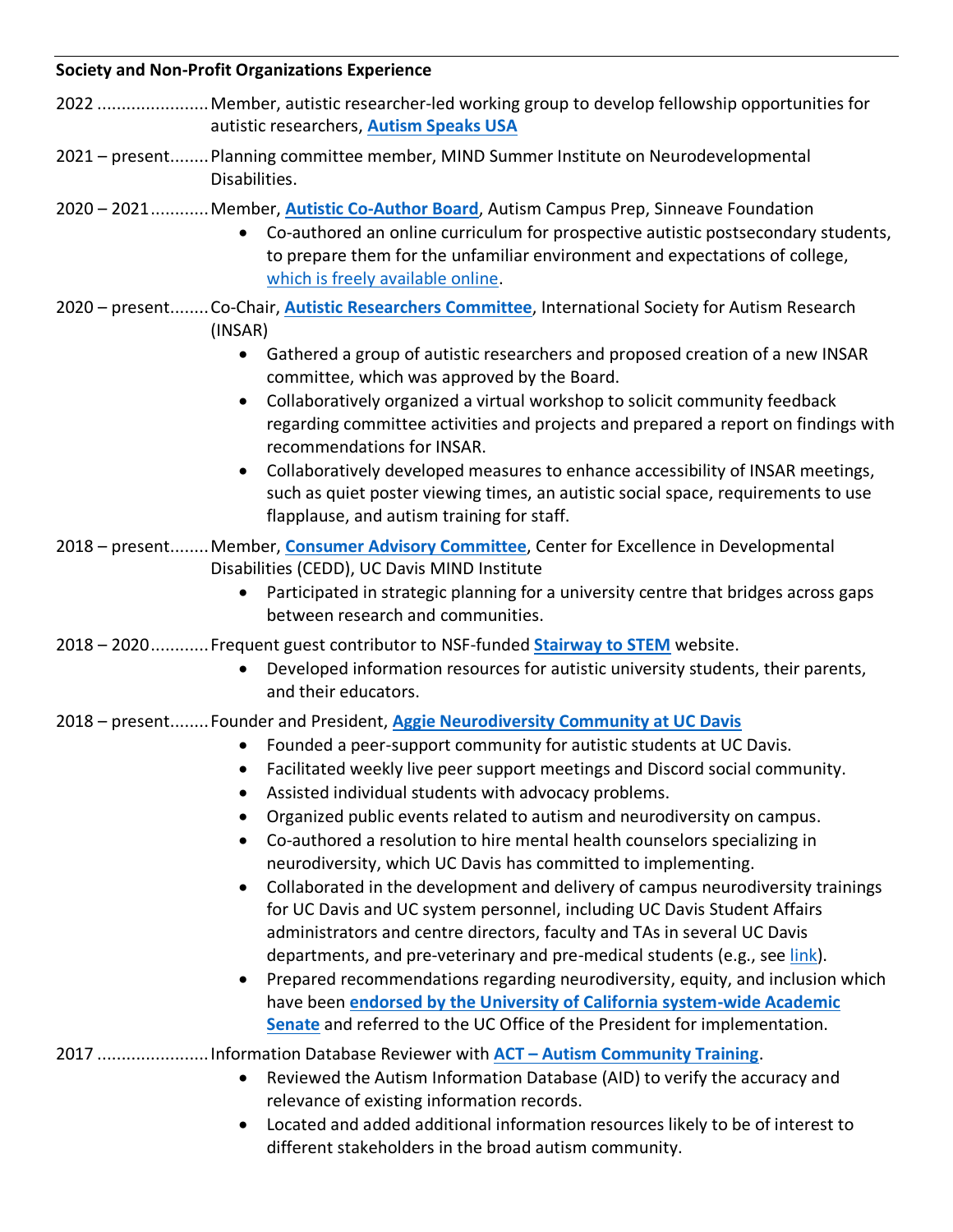**Society and Non-Profit Organizations Experience**

2022 ....................... Member, autistic researcher-led working group to develop fellowship opportunities for autistic researchers, **Autism Speaks USA**

2021 – present........ Planning committee member, MIND Summer Institute on Neurodevelopmental Disabilities.

2020 – 2021........... Member, **Autistic Co-Author Board**, Autism Campus Prep, Sinneave Foundation

- Co-authored an online curriculum for prospective autistic postsecondary students, to prepare them for the unfamiliar environment and expectations of college, which is freely available online.

2020 – present........ Co-Chair, **Autistic Researchers Committee**, International Society for Autism Research (INSAR)

- Gathered a group of autistic researchers and proposed creation of a new INSAR committee, which was approved by the Board.
- Collaboratively organized a virtual workshop to solicit community feedback regarding committee activities and projects and prepared a report on findings with recommendations for INSAR.
- Collaboratively developed measures to enhance accessibility of INSAR meetings, such as quiet poster viewing times, an autistic social space, requirements to use flapplause, and autism training for staff.

2018 – present........ Member, **Consumer Advisory Committee**, Center for Excellence in Developmental Disabilities (CEDD), UC Davis MIND Institute

- Participated in strategic planning for a university centre that bridges across gaps between research and communities.

2018 – 2020........... Frequent guest contributor to NSF-funded **Stairway to STEM** website.

- Developed information resources for autistic university students, their parents, and their educators.

2018 – present........ Founder and President, **Aggie Neurodiversity Community at UC Davis**

- Founded a peer-support community for autistic students at UC Davis.
- Facilitated weekly live peer support meetings and Discord social community.
- Assisted individual students with advocacy problems.
- Organized public events related to autism and neurodiversity on campus.
- Co-authored a resolution to hire mental health counselors specializing in neurodiversity, which UC Davis has committed to implementing.
- Collaborated in the development and delivery of campus neurodiversity trainings for UC Davis and UC system personnel, including UC Davis Student Affairs administrators and centre directors, faculty and TAs in several UC Davis departments, and pre-veterinary and pre-medical students (e.g., see link).
- Prepared recommendations regarding neurodiversity, equity, and inclusion which have been **endorsed by the University of California system-wide Academic Senate** and referred to the UC Office of the President for implementation.

2017 ....................... Information Database Reviewer with **ACT – Autism Community Training**.

- Reviewed the Autism Information Database (AID) to verify the accuracy and relevance of existing information records.
- Located and added additional information resources likely to be of interest to different stakeholders in the broad autism community.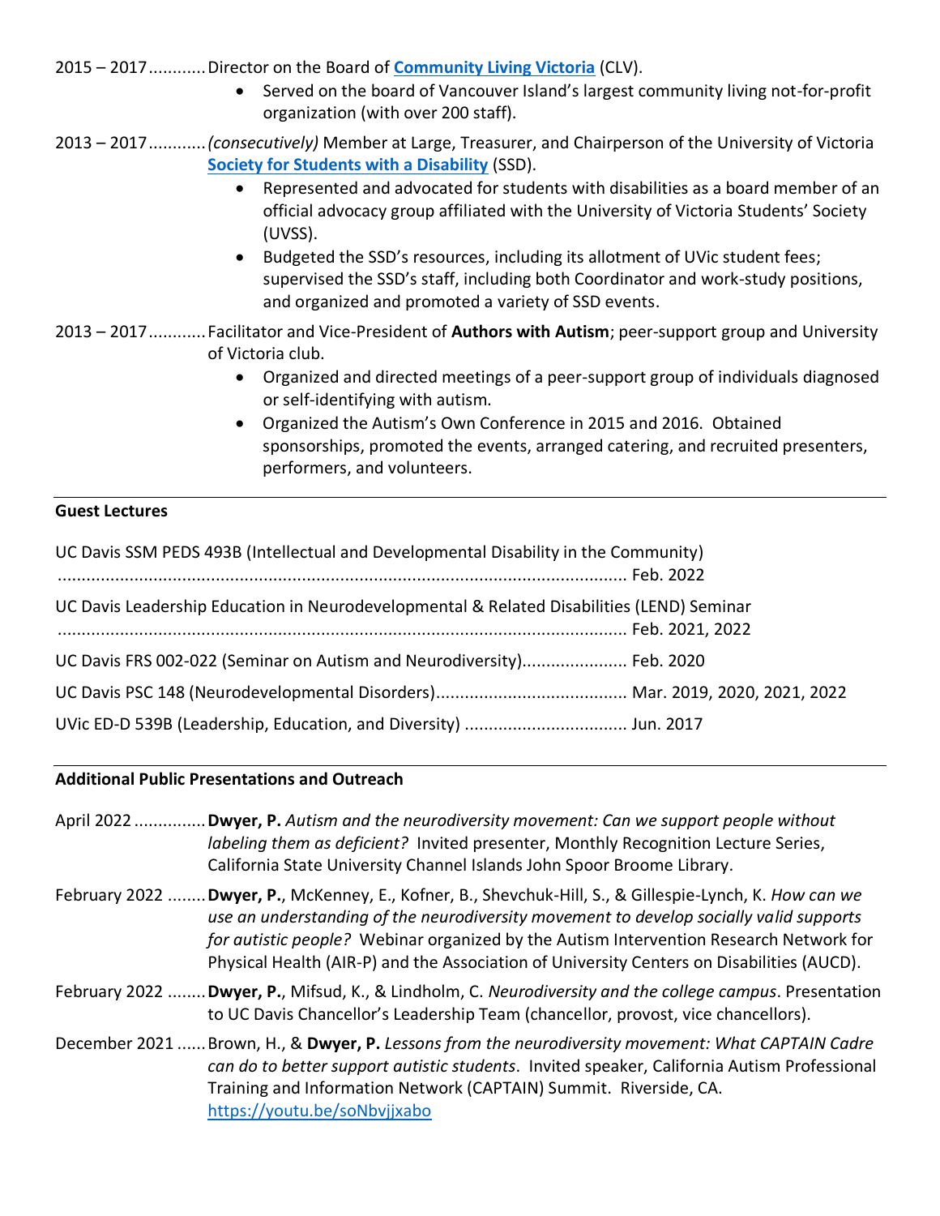2015 – 2017............Director on the Board of **[Community Living Victoria]()** (CLV).

- Served on the board of Vancouver Island's largest community living not-for-profit organization (with over 200 staff).

2013 – 2017............*(consecutively)* Member at Large, Treasurer, and Chairperson of the University of Victoria **[Society for Students with a Disability]()** (SSD).

- Represented and advocated for students with disabilities as a board member of an official advocacy group affiliated with the University of Victoria Students' Society (UVSS).
- Budgeted the SSD's resources, including its allotment of UVic student fees; supervised the SSD's staff, including both Coordinator and work-study positions, and organized and promoted a variety of SSD events.

2013 – 2017............Facilitator and Vice-President of **Authors with Autism**; peer-support group and University of Victoria club.

- Organized and directed meetings of a peer-support group of individuals diagnosed or self-identifying with autism.
- Organized the Autism's Own Conference in 2015 and 2016. Obtained sponsorships, promoted the events, arranged catering, and recruited presenters, performers, and volunteers.

---

**Guest Lectures**

UC Davis SSM PEDS 493B (Intellectual and Developmental Disability in the Community)
........................................................................................................... Feb. 2022

UC Davis Leadership Education in Neurodevelopmental & Related Disabilities (LEND) Seminar
........................................................................................................... Feb. 2021, 2022

UC Davis FRS 002-022 (Seminar on Autism and Neurodiversity)...................... Feb. 2020

UC Davis PSC 148 (Neurodevelopmental Disorders)........................................ Mar. 2019, 2020, 2021, 2022

UVic ED-D 539B (Leadership, Education, and Diversity) .................................. Jun. 2017

---

**Additional Public Presentations and Outreach**

April 2022 ...............**Dwyer, P.** *Autism and the neurodiversity movement: Can we support people without labeling them as deficient?* Invited presenter, Monthly Recognition Lecture Series, California State University Channel Islands John Spoor Broome Library.

February 2022 ........**Dwyer, P.**, McKenney, E., Kofner, B., Shevchuk-Hill, S., & Gillespie-Lynch, K. *How can we use an understanding of the neurodiversity movement to develop socially valid supports for autistic people?* Webinar organized by the Autism Intervention Research Network for Physical Health (AIR-P) and the Association of University Centers on Disabilities (AUCD).

February 2022 ........**Dwyer, P.**, Mifsud, K., & Lindholm, C. *Neurodiversity and the college campus*. Presentation to UC Davis Chancellor's Leadership Team (chancellor, provost, vice chancellors).

December 2021 ......Brown, H., & **Dwyer, P.** *Lessons from the neurodiversity movement: What CAPTAIN Cadre can do to better support autistic students*. Invited speaker, California Autism Professional Training and Information Network (CAPTAIN) Summit. Riverside, CA. [https://youtu.be/soNbvjjxabo](https://youtu.be/soNbvjjxabo)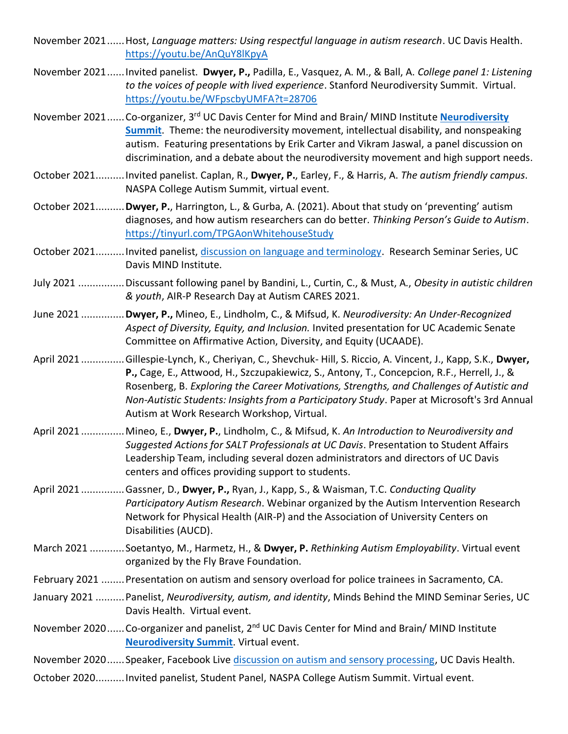November 2021...... Host, *Language matters: Using respectful language in autism research*. UC Davis Health. https://youtu.be/AnQuY8lKpyA

November 2021...... Invited panelist. **Dwyer, P.,** Padilla, E., Vasquez, A. M., & Ball, A. *College panel 1: Listening to the voices of people with lived experience*. Stanford Neurodiversity Summit. Virtual. https://youtu.be/WFpscbyUMFA?t=28706

November 2021...... Co-organizer, 3rd UC Davis Center for Mind and Brain/ MIND Institute **Neurodiversity Summit**. Theme: the neurodiversity movement, intellectual disability, and nonspeaking autism. Featuring presentations by Erik Carter and Vikram Jaswal, a panel discussion on discrimination, and a debate about the neurodiversity movement and high support needs.

October 2021.......... Invited panelist. Caplan, R., **Dwyer, P.**, Earley, F., & Harris, A. *The autism friendly campus*. NASPA College Autism Summit, virtual event.

October 2021.......... **Dwyer, P.**, Harrington, L., & Gurba, A. (2021). About that study on 'preventing' autism diagnoses, and how autism researchers can do better. *Thinking Person's Guide to Autism*. https://tinyurl.com/TPGAonWhitehouseStudy

October 2021.......... Invited panelist, discussion on language and terminology. Research Seminar Series, UC Davis MIND Institute.

July 2021 ................ Discussant following panel by Bandini, L., Curtin, C., & Must, A., *Obesity in autistic children & youth*, AIR-P Research Day at Autism CARES 2021.

June 2021 .............. **Dwyer, P.,** Mineo, E., Lindholm, C., & Mifsud, K. *Neurodiversity: An Under-Recognized Aspect of Diversity, Equity, and Inclusion.* Invited presentation for UC Academic Senate Committee on Affirmative Action, Diversity, and Equity (UCAADE).

April 2021 .............. Gillespie-Lynch, K., Cheriyan, C., Shevchuk- Hill, S. Riccio, A. Vincent, J., Kapp, S.K., **Dwyer, P.,** Cage, E., Attwood, H., Szczupakiewicz, S., Antony, T., Concepcion, R.F., Herrell, J., & Rosenberg, B. *Exploring the Career Motivations, Strengths, and Challenges of Autistic and Non-Autistic Students: Insights from a Participatory Study*. Paper at Microsoft's 3rd Annual Autism at Work Research Workshop, Virtual.

April 2021 .............. Mineo, E., **Dwyer, P.**, Lindholm, C., & Mifsud, K. *An Introduction to Neurodiversity and Suggested Actions for SALT Professionals at UC Davis*. Presentation to Student Affairs Leadership Team, including several dozen administrators and directors of UC Davis centers and offices providing support to students.

April 2021 .............. Gassner, D., **Dwyer, P.,** Ryan, J., Kapp, S., & Waisman, T.C. *Conducting Quality Participatory Autism Research*. Webinar organized by the Autism Intervention Research Network for Physical Health (AIR-P) and the Association of University Centers on Disabilities (AUCD).

March 2021 ............ Soetantyo, M., Harmetz, H., & **Dwyer, P.** *Rethinking Autism Employability*. Virtual event organized by the Fly Brave Foundation.

February 2021 ........ Presentation on autism and sensory overload for police trainees in Sacramento, CA.

January 2021 .......... Panelist, *Neurodiversity, autism, and identity*, Minds Behind the MIND Seminar Series, UC Davis Health. Virtual event.

November 2020...... Co-organizer and panelist, 2nd UC Davis Center for Mind and Brain/ MIND Institute **Neurodiversity Summit**. Virtual event.

November 2020...... Speaker, Facebook Live discussion on autism and sensory processing, UC Davis Health.

October 2020.......... Invited panelist, Student Panel, NASPA College Autism Summit. Virtual event.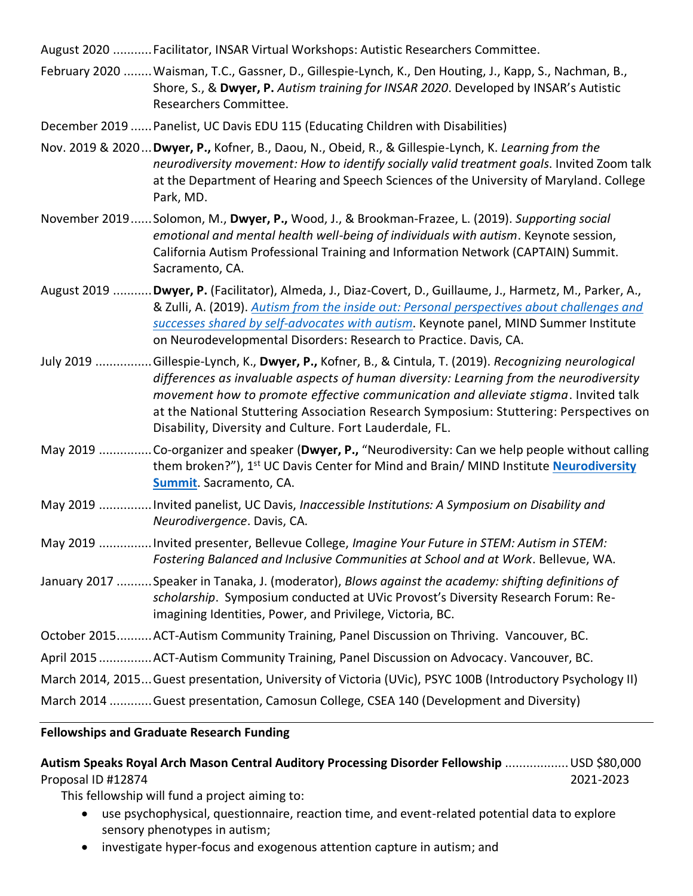August 2020 ........... Facilitator, INSAR Virtual Workshops: Autistic Researchers Committee.

February 2020 ........ Waisman, T.C., Gassner, D., Gillespie-Lynch, K., Den Houting, J., Kapp, S., Nachman, B., Shore, S., & **Dwyer, P.** *Autism training for INSAR 2020*. Developed by INSAR's Autistic Researchers Committee.

December 2019 ...... Panelist, UC Davis EDU 115 (Educating Children with Disabilities)

Nov. 2019 & 2020... **Dwyer, P.,** Kofner, B., Daou, N., Obeid, R., & Gillespie-Lynch, K. *Learning from the neurodiversity movement: How to identify socially valid treatment goals*. Invited Zoom talk at the Department of Hearing and Speech Sciences of the University of Maryland. College Park, MD.

November 2019...... Solomon, M., **Dwyer, P.,** Wood, J., & Brookman-Frazee, L. (2019). *Supporting social emotional and mental health well-being of individuals with autism*. Keynote session, California Autism Professional Training and Information Network (CAPTAIN) Summit. Sacramento, CA.

August 2019 ........... **Dwyer, P.** (Facilitator), Almeda, J., Diaz-Covert, D., Guillaume, J., Harmetz, M., Parker, A., & Zulli, A. (2019). *Autism from the inside out: Personal perspectives about challenges and successes shared by self-advocates with autism*. Keynote panel, MIND Summer Institute on Neurodevelopmental Disorders: Research to Practice. Davis, CA.

July 2019 ................ Gillespie-Lynch, K., **Dwyer, P.,** Kofner, B., & Cintula, T. (2019). *Recognizing neurological differences as invaluable aspects of human diversity: Learning from the neurodiversity movement how to promote effective communication and alleviate stigma*. Invited talk at the National Stuttering Association Research Symposium: Stuttering: Perspectives on Disability, Diversity and Culture. Fort Lauderdale, FL.

May 2019 ............... Co-organizer and speaker (**Dwyer, P.,** "Neurodiversity: Can we help people without calling them broken?"), 1st UC Davis Center for Mind and Brain/ MIND Institute **Neurodiversity Summit**. Sacramento, CA.

May 2019 ............... Invited panelist, UC Davis, *Inaccessible Institutions: A Symposium on Disability and Neurodivergence*. Davis, CA.

May 2019 ............... Invited presenter, Bellevue College, *Imagine Your Future in STEM: Autism in STEM: Fostering Balanced and Inclusive Communities at School and at Work*. Bellevue, WA.

January 2017 .......... Speaker in Tanaka, J. (moderator), *Blows against the academy: shifting definitions of scholarship*. Symposium conducted at UVic Provost's Diversity Research Forum: Re-imagining Identities, Power, and Privilege, Victoria, BC.

October 2015.......... ACT-Autism Community Training, Panel Discussion on Thriving. Vancouver, BC.

April 2015 ............... ACT-Autism Community Training, Panel Discussion on Advocacy. Vancouver, BC.

March 2014, 2015... Guest presentation, University of Victoria (UVic), PSYC 100B (Introductory Psychology II)

March 2014 ............ Guest presentation, Camosun College, CSEA 140 (Development and Diversity)

## Fellowships and Graduate Research Funding

**Autism Speaks Royal Arch Mason Central Auditory Processing Disorder Fellowship** ................. USD $80,000
Proposal ID #12874 — 2021-2023

This fellowship will fund a project aiming to:

- use psychophysical, questionnaire, reaction time, and event-related potential data to explore sensory phenotypes in autism;
- investigate hyper-focus and exogenous attention capture in autism; and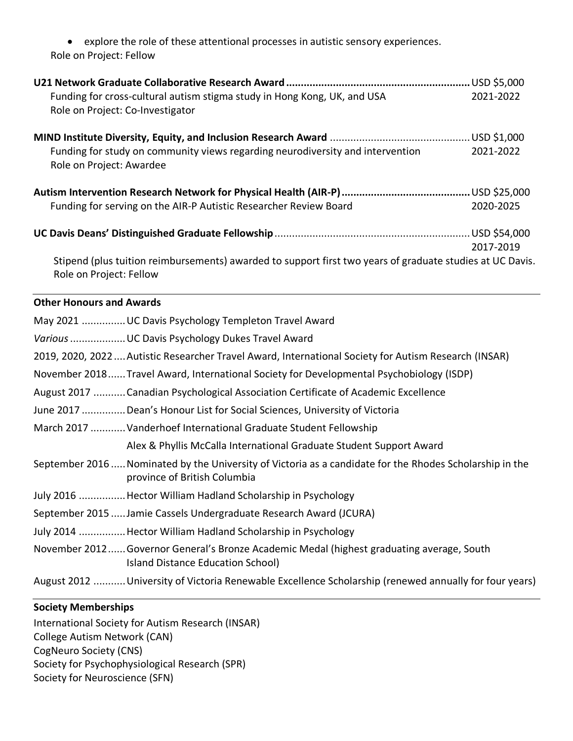- explore the role of these attentional processes in autistic sensory experiences.

Role on Project: Fellow

**U21 Network Graduate Collaborative Research Award** .............................................................. USD $5,000
Funding for cross-cultural autism stigma study in Hong Kong, UK, and USA — 2021-2022
Role on Project: Co-Investigator

**MIND Institute Diversity, Equity, and Inclusion Research Award** ............................................... USD $1,000
Funding for study on community views regarding neurodiversity and intervention — 2021-2022
Role on Project: Awardee

**Autism Intervention Research Network for Physical Health (AIR-P)** ........................................... USD $25,000
Funding for serving on the AIR-P Autistic Researcher Review Board — 2020-2025

**UC Davis Deans' Distinguished Graduate Fellowship** .................................................................. USD $54,000
2017-2019
Stipend (plus tuition reimbursements) awarded to support first two years of graduate studies at UC Davis.
Role on Project: Fellow

## Other Honours and Awards

May 2021 ............... UC Davis Psychology Templeton Travel Award

*Various* ................... UC Davis Psychology Dukes Travel Award

2019, 2020, 2022 .... Autistic Researcher Travel Award, International Society for Autism Research (INSAR)

November 2018 ...... Travel Award, International Society for Developmental Psychobiology (ISDP)

August 2017 ........... Canadian Psychological Association Certificate of Academic Excellence

June 2017 ............... Dean's Honour List for Social Sciences, University of Victoria

March 2017 ............ Vanderhoef International Graduate Student Fellowship
Alex & Phyllis McCalla International Graduate Student Support Award

September 2016 ..... Nominated by the University of Victoria as a candidate for the Rhodes Scholarship in the province of British Columbia

July 2016 ................ Hector William Hadland Scholarship in Psychology

September 2015 ..... Jamie Cassels Undergraduate Research Award (JCURA)

July 2014 ................ Hector William Hadland Scholarship in Psychology

November 2012 ...... Governor General's Bronze Academic Medal (highest graduating average, South Island Distance Education School)

August 2012 ........... University of Victoria Renewable Excellence Scholarship (renewed annually for four years)

## Society Memberships

International Society for Autism Research (INSAR)
College Autism Network (CAN)
CogNeuro Society (CNS)
Society for Psychophysiological Research (SPR)
Society for Neuroscience (SFN)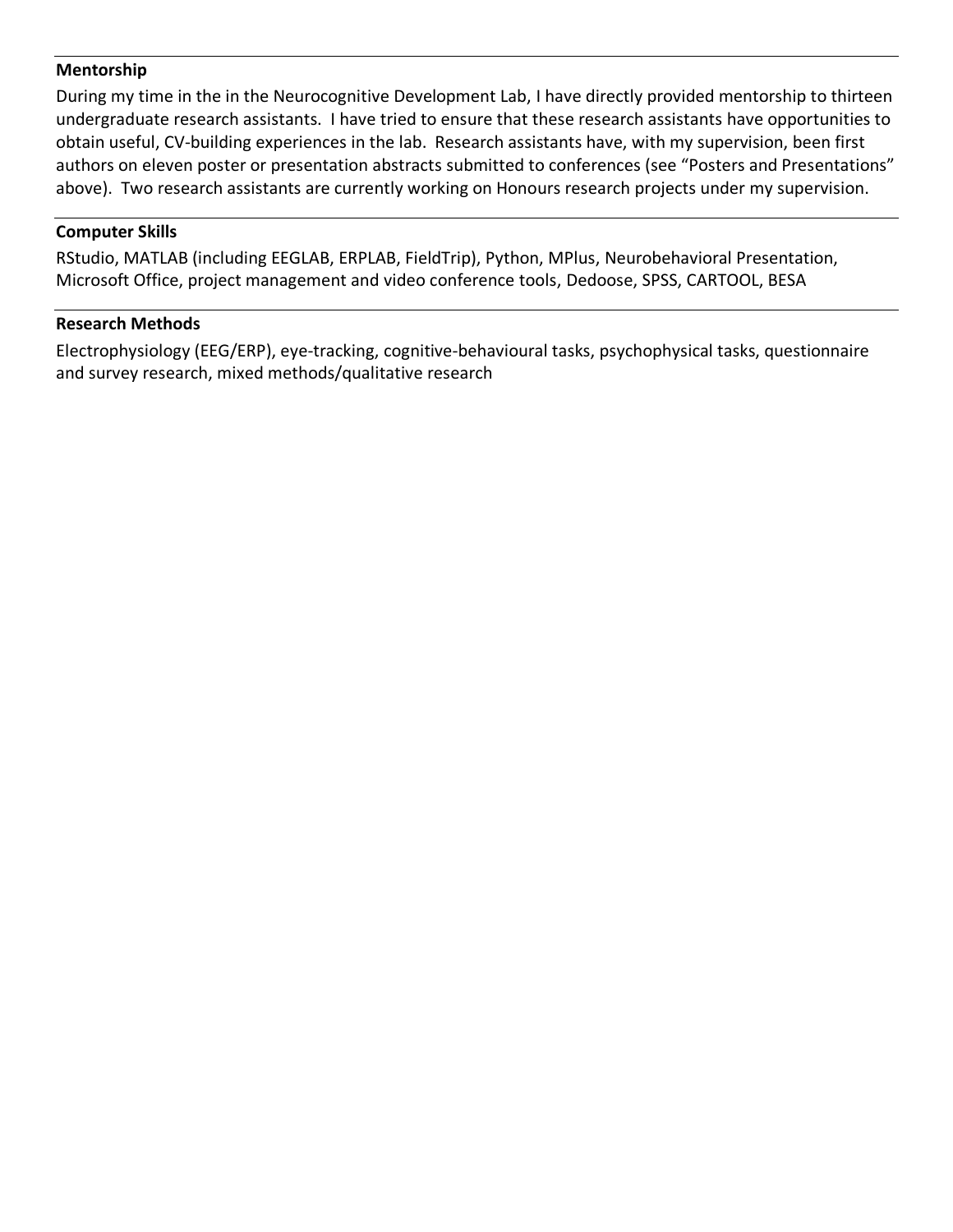## Mentorship

During my time in the in the Neurocognitive Development Lab, I have directly provided mentorship to thirteen undergraduate research assistants. I have tried to ensure that these research assistants have opportunities to obtain useful, CV-building experiences in the lab. Research assistants have, with my supervision, been first authors on eleven poster or presentation abstracts submitted to conferences (see "Posters and Presentations" above). Two research assistants are currently working on Honours research projects under my supervision.

## Computer Skills

RStudio, MATLAB (including EEGLAB, ERPLAB, FieldTrip), Python, MPlus, Neurobehavioral Presentation, Microsoft Office, project management and video conference tools, Dedoose, SPSS, CARTOOL, BESA

## Research Methods

Electrophysiology (EEG/ERP), eye-tracking, cognitive-behavioural tasks, psychophysical tasks, questionnaire and survey research, mixed methods/qualitative research